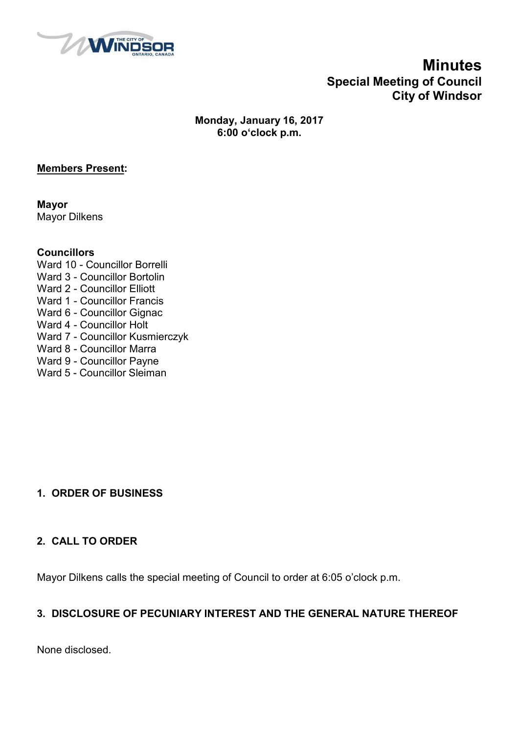# Minutes
## Special Meeting of Council
## City of Windsor

**Monday, January 16, 2017**
**6:00 o'clock p.m.**

**Members Present:**

**Mayor**
Mayor Dilkens

**Councillors**
Ward 10 - Councillor Borrelli
Ward 3 - Councillor Bortolin
Ward 2 - Councillor Elliott
Ward 1 - Councillor Francis
Ward 6 - Councillor Gignac
Ward 4 - Councillor Holt
Ward 7 - Councillor Kusmierczyk
Ward 8 - Councillor Marra
Ward 9 - Councillor Payne
Ward 5 - Councillor Sleiman

### 1. ORDER OF BUSINESS

### 2. CALL TO ORDER

Mayor Dilkens calls the special meeting of Council to order at 6:05 o'clock p.m.

### 3. DISCLOSURE OF PECUNIARY INTEREST AND THE GENERAL NATURE THEREOF

None disclosed.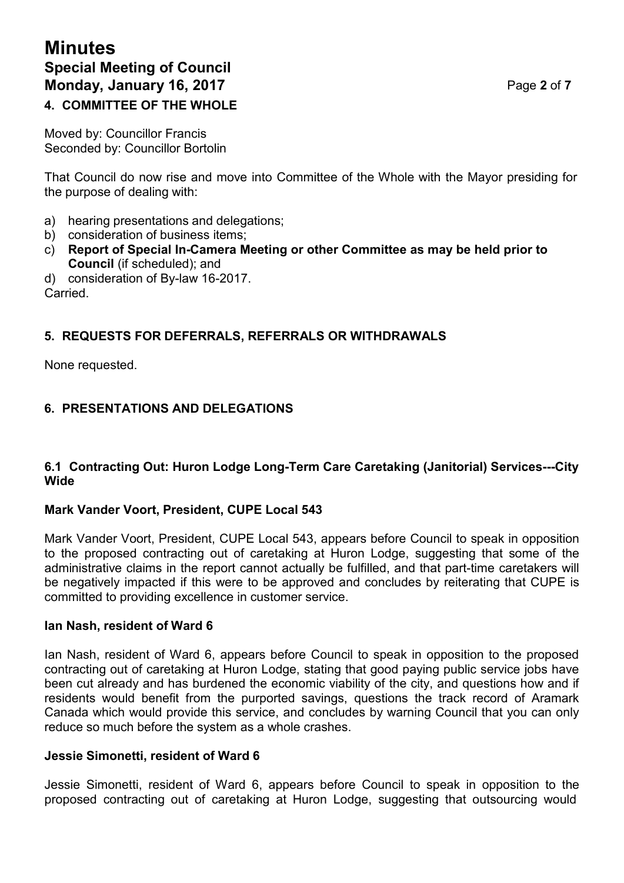## 4. COMMITTEE OF THE WHOLE

Moved by: Councillor Francis
Seconded by: Councillor Bortolin

That Council do now rise and move into Committee of the Whole with the Mayor presiding for the purpose of dealing with:

a) hearing presentations and delegations;
b) consideration of business items;
c) **Report of Special In-Camera Meeting or other Committee as may be held prior to Council** (if scheduled); and
d) consideration of By-law 16-2017.

Carried.

## 5. REQUESTS FOR DEFERRALS, REFERRALS OR WITHDRAWALS

None requested.

## 6. PRESENTATIONS AND DELEGATIONS

### 6.1 Contracting Out: Huron Lodge Long-Term Care Caretaking (Janitorial) Services---City Wide

#### Mark Vander Voort, President, CUPE Local 543

Mark Vander Voort, President, CUPE Local 543, appears before Council to speak in opposition to the proposed contracting out of caretaking at Huron Lodge, suggesting that some of the administrative claims in the report cannot actually be fulfilled, and that part-time caretakers will be negatively impacted if this were to be approved and concludes by reiterating that CUPE is committed to providing excellence in customer service.

#### Ian Nash, resident of Ward 6

Ian Nash, resident of Ward 6, appears before Council to speak in opposition to the proposed contracting out of caretaking at Huron Lodge, stating that good paying public service jobs have been cut already and has burdened the economic viability of the city, and questions how and if residents would benefit from the purported savings, questions the track record of Aramark Canada which would provide this service, and concludes by warning Council that you can only reduce so much before the system as a whole crashes.

#### Jessie Simonetti, resident of Ward 6

Jessie Simonetti, resident of Ward 6, appears before Council to speak in opposition to the proposed contracting out of caretaking at Huron Lodge, suggesting that outsourcing would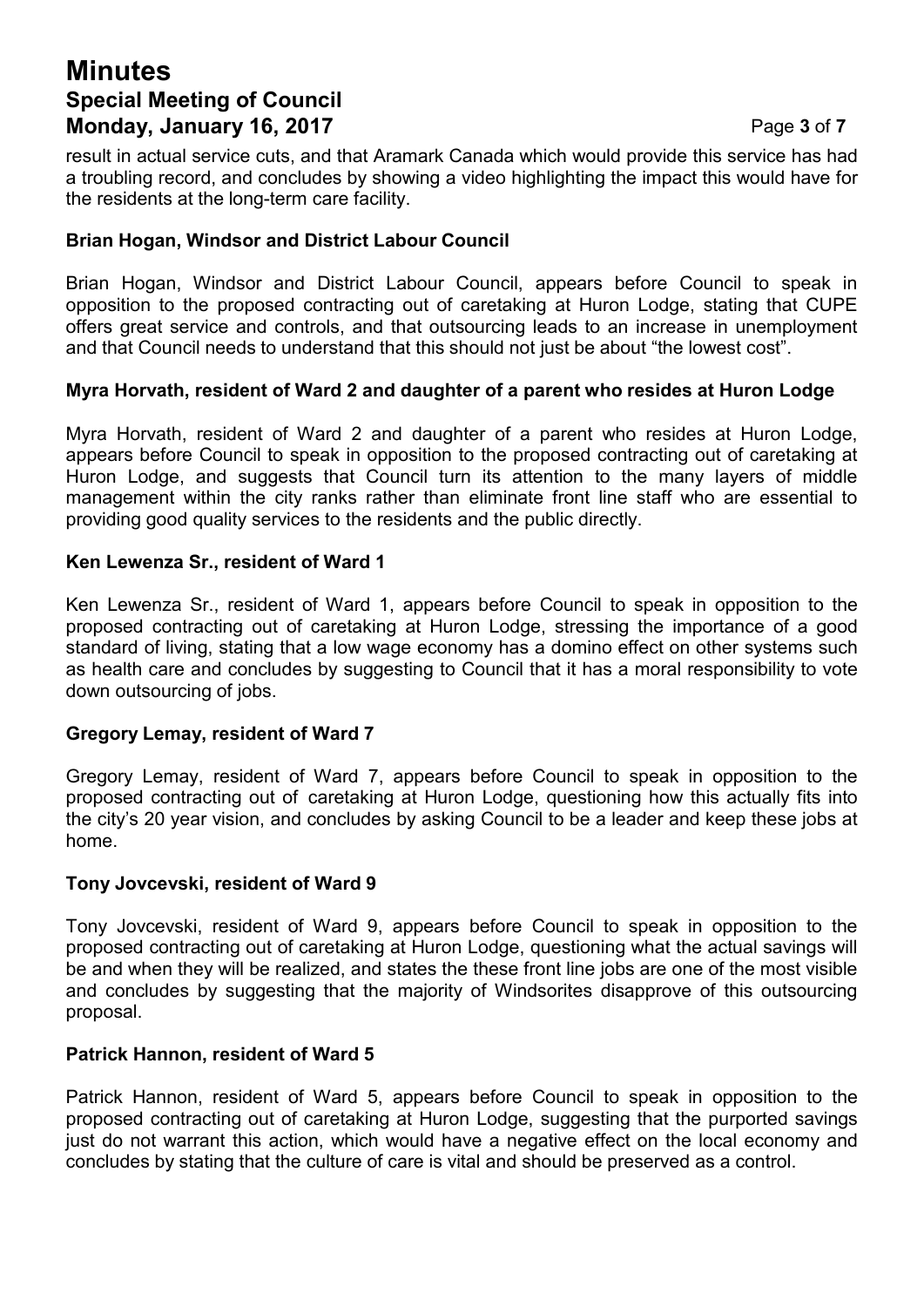result in actual service cuts, and that Aramark Canada which would provide this service has had a troubling record, and concludes by showing a video highlighting the impact this would have for the residents at the long-term care facility.

**Brian Hogan, Windsor and District Labour Council**

Brian Hogan, Windsor and District Labour Council, appears before Council to speak in opposition to the proposed contracting out of caretaking at Huron Lodge, stating that CUPE offers great service and controls, and that outsourcing leads to an increase in unemployment and that Council needs to understand that this should not just be about "the lowest cost".

**Myra Horvath, resident of Ward 2 and daughter of a parent who resides at Huron Lodge**

Myra Horvath, resident of Ward 2 and daughter of a parent who resides at Huron Lodge, appears before Council to speak in opposition to the proposed contracting out of caretaking at Huron Lodge, and suggests that Council turn its attention to the many layers of middle management within the city ranks rather than eliminate front line staff who are essential to providing good quality services to the residents and the public directly.

**Ken Lewenza Sr., resident of Ward 1**

Ken Lewenza Sr., resident of Ward 1, appears before Council to speak in opposition to the proposed contracting out of caretaking at Huron Lodge, stressing the importance of a good standard of living, stating that a low wage economy has a domino effect on other systems such as health care and concludes by suggesting to Council that it has a moral responsibility to vote down outsourcing of jobs.

**Gregory Lemay, resident of Ward 7**

Gregory Lemay, resident of Ward 7, appears before Council to speak in opposition to the proposed contracting out of caretaking at Huron Lodge, questioning how this actually fits into the city's 20 year vision, and concludes by asking Council to be a leader and keep these jobs at home.

**Tony Jovcevski, resident of Ward 9**

Tony Jovcevski, resident of Ward 9, appears before Council to speak in opposition to the proposed contracting out of caretaking at Huron Lodge, questioning what the actual savings will be and when they will be realized, and states the these front line jobs are one of the most visible and concludes by suggesting that the majority of Windsorites disapprove of this outsourcing proposal.

**Patrick Hannon, resident of Ward 5**

Patrick Hannon, resident of Ward 5, appears before Council to speak in opposition to the proposed contracting out of caretaking at Huron Lodge, suggesting that the purported savings just do not warrant this action, which would have a negative effect on the local economy and concludes by stating that the culture of care is vital and should be preserved as a control.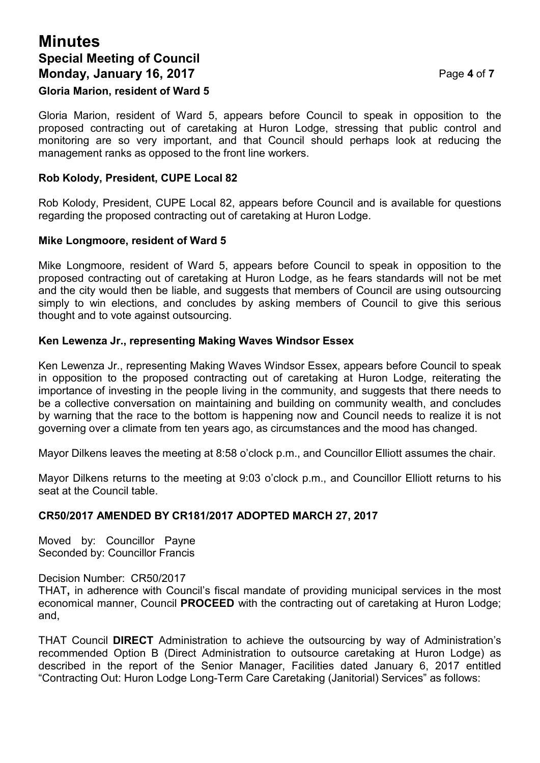### Gloria Marion, resident of Ward 5

Gloria Marion, resident of Ward 5, appears before Council to speak in opposition to the proposed contracting out of caretaking at Huron Lodge, stressing that public control and monitoring are so very important, and that Council should perhaps look at reducing the management ranks as opposed to the front line workers.

### Rob Kolody, President, CUPE Local 82

Rob Kolody, President, CUPE Local 82, appears before Council and is available for questions regarding the proposed contracting out of caretaking at Huron Lodge.

### Mike Longmoore, resident of Ward 5

Mike Longmoore, resident of Ward 5, appears before Council to speak in opposition to the proposed contracting out of caretaking at Huron Lodge, as he fears standards will not be met and the city would then be liable, and suggests that members of Council are using outsourcing simply to win elections, and concludes by asking members of Council to give this serious thought and to vote against outsourcing.

### Ken Lewenza Jr., representing Making Waves Windsor Essex

Ken Lewenza Jr., representing Making Waves Windsor Essex, appears before Council to speak in opposition to the proposed contracting out of caretaking at Huron Lodge, reiterating the importance of investing in the people living in the community, and suggests that there needs to be a collective conversation on maintaining and building on community wealth, and concludes by warning that the race to the bottom is happening now and Council needs to realize it is not governing over a climate from ten years ago, as circumstances and the mood has changed.

Mayor Dilkens leaves the meeting at 8:58 o'clock p.m., and Councillor Elliott assumes the chair.

Mayor Dilkens returns to the meeting at 9:03 o'clock p.m., and Councillor Elliott returns to his seat at the Council table.

### CR50/2017 AMENDED BY CR181/2017 ADOPTED MARCH 27, 2017

Moved by: Councillor Payne
Seconded by: Councillor Francis

Decision Number: CR50/2017
THAT**,** in adherence with Council's fiscal mandate of providing municipal services in the most economical manner, Council **PROCEED** with the contracting out of caretaking at Huron Lodge; and,

THAT Council **DIRECT** Administration to achieve the outsourcing by way of Administration's recommended Option B (Direct Administration to outsource caretaking at Huron Lodge) as described in the report of the Senior Manager, Facilities dated January 6, 2017 entitled "Contracting Out: Huron Lodge Long-Term Care Caretaking (Janitorial) Services" as follows: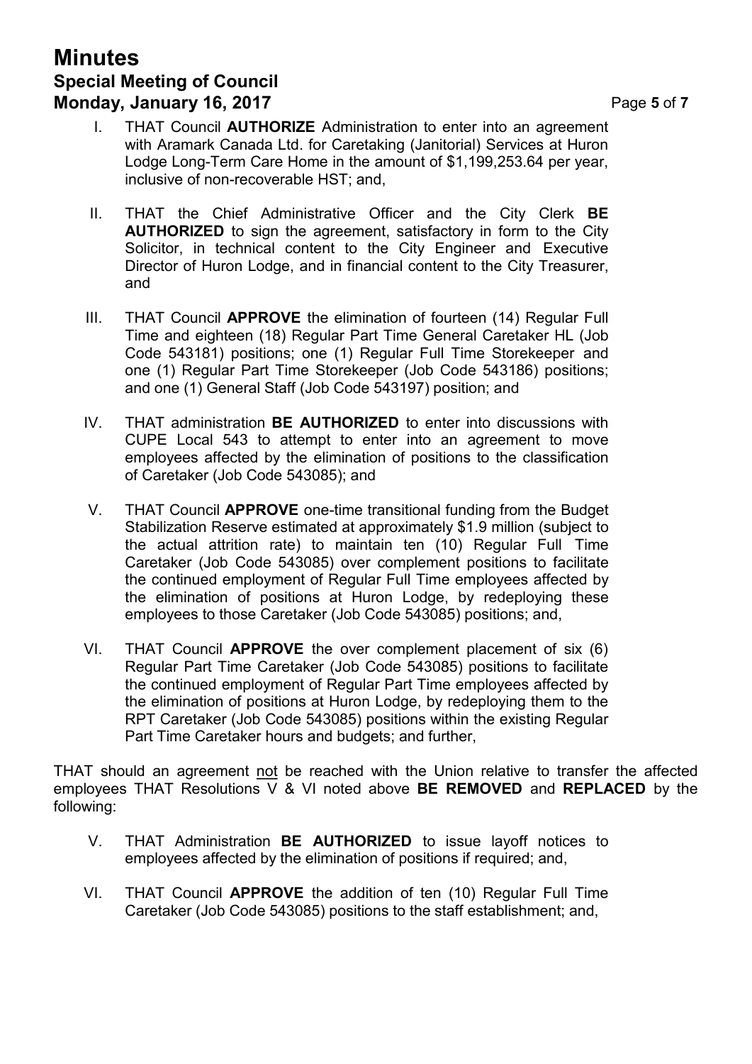I. THAT Council **AUTHORIZE** Administration to enter into an agreement with Aramark Canada Ltd. for Caretaking (Janitorial) Services at Huron Lodge Long-Term Care Home in the amount of $1,199,253.64 per year, inclusive of non-recoverable HST; and,

II. THAT the Chief Administrative Officer and the City Clerk **BE AUTHORIZED** to sign the agreement, satisfactory in form to the City Solicitor, in technical content to the City Engineer and Executive Director of Huron Lodge, and in financial content to the City Treasurer, and

III. THAT Council **APPROVE** the elimination of fourteen (14) Regular Full Time and eighteen (18) Regular Part Time General Caretaker HL (Job Code 543181) positions; one (1) Regular Full Time Storekeeper and one (1) Regular Part Time Storekeeper (Job Code 543186) positions; and one (1) General Staff (Job Code 543197) position; and

IV. THAT administration **BE AUTHORIZED** to enter into discussions with CUPE Local 543 to attempt to enter into an agreement to move employees affected by the elimination of positions to the classification of Caretaker (Job Code 543085); and

V. THAT Council **APPROVE** one-time transitional funding from the Budget Stabilization Reserve estimated at approximately $1.9 million (subject to the actual attrition rate) to maintain ten (10) Regular Full Time Caretaker (Job Code 543085) over complement positions to facilitate the continued employment of Regular Full Time employees affected by the elimination of positions at Huron Lodge, by redeploying these employees to those Caretaker (Job Code 543085) positions; and,

VI. THAT Council **APPROVE** the over complement placement of six (6) Regular Part Time Caretaker (Job Code 543085) positions to facilitate the continued employment of Regular Part Time employees affected by the elimination of positions at Huron Lodge, by redeploying them to the RPT Caretaker (Job Code 543085) positions within the existing Regular Part Time Caretaker hours and budgets; and further,

THAT should an agreement <u>not</u> be reached with the Union relative to transfer the affected employees THAT Resolutions V & VI noted above **BE REMOVED** and **REPLACED** by the following:

V. THAT Administration **BE AUTHORIZED** to issue layoff notices to employees affected by the elimination of positions if required; and,

VI. THAT Council **APPROVE** the addition of ten (10) Regular Full Time Caretaker (Job Code 543085) positions to the staff establishment; and,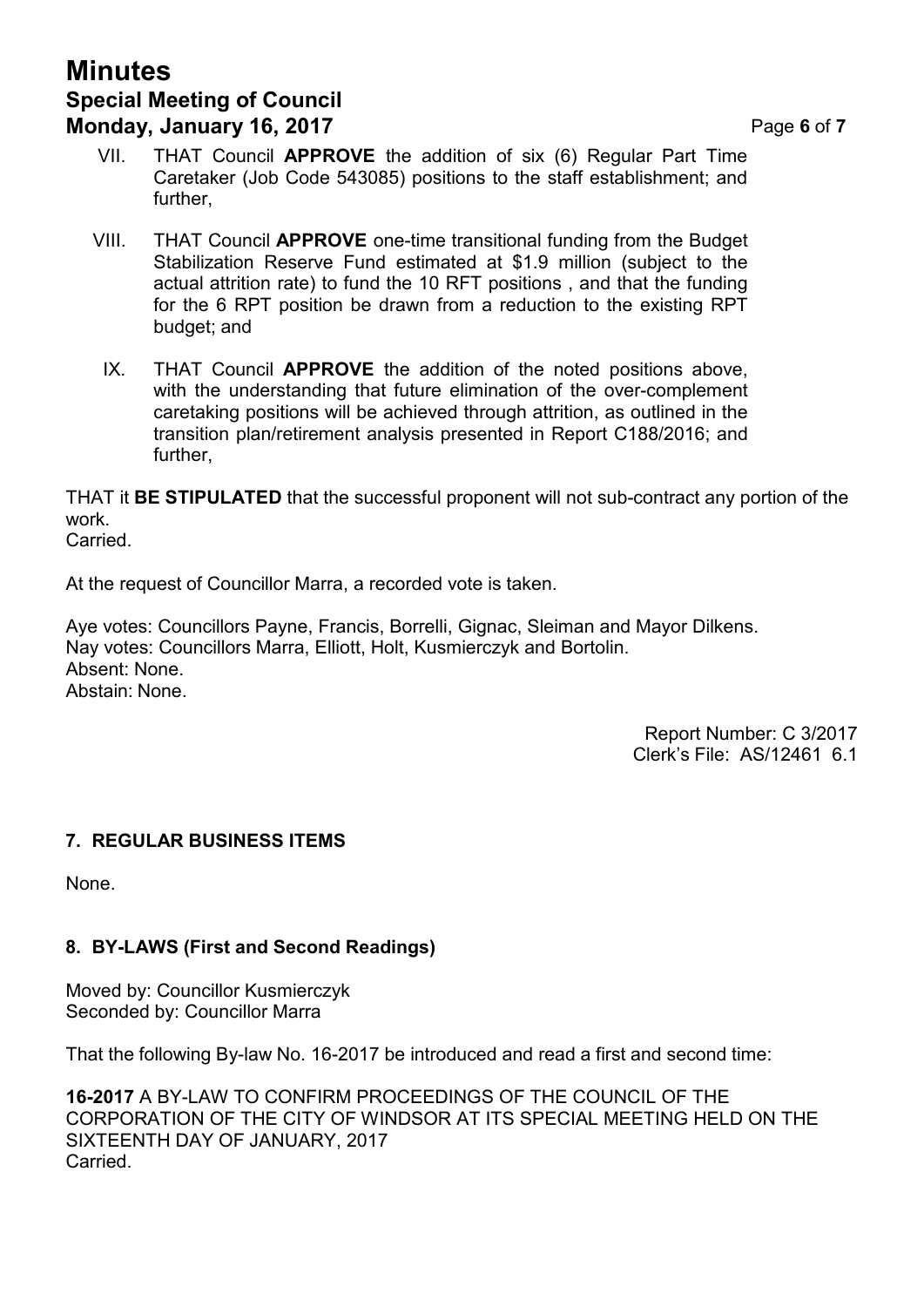VII. THAT Council **APPROVE** the addition of six (6) Regular Part Time Caretaker (Job Code 543085) positions to the staff establishment; and further,

VIII. THAT Council **APPROVE** one-time transitional funding from the Budget Stabilization Reserve Fund estimated at $1.9 million (subject to the actual attrition rate) to fund the 10 RFT positions , and that the funding for the 6 RPT position be drawn from a reduction to the existing RPT budget; and

IX. THAT Council **APPROVE** the addition of the noted positions above, with the understanding that future elimination of the over-complement caretaking positions will be achieved through attrition, as outlined in the transition plan/retirement analysis presented in Report C188/2016; and further,

THAT it **BE STIPULATED** that the successful proponent will not sub-contract any portion of the work.
Carried.

At the request of Councillor Marra, a recorded vote is taken.

Aye votes: Councillors Payne, Francis, Borrelli, Gignac, Sleiman and Mayor Dilkens.
Nay votes: Councillors Marra, Elliott, Holt, Kusmierczyk and Bortolin.
Absent: None.
Abstain: None.

Report Number: C 3/2017
Clerk's File: AS/12461 6.1

## 7. REGULAR BUSINESS ITEMS

None.

## 8. BY-LAWS (First and Second Readings)

Moved by: Councillor Kusmierczyk
Seconded by: Councillor Marra

That the following By-law No. 16-2017 be introduced and read a first and second time:

**16-2017** A BY-LAW TO CONFIRM PROCEEDINGS OF THE COUNCIL OF THE CORPORATION OF THE CITY OF WINDSOR AT ITS SPECIAL MEETING HELD ON THE SIXTEENTH DAY OF JANUARY, 2017
Carried.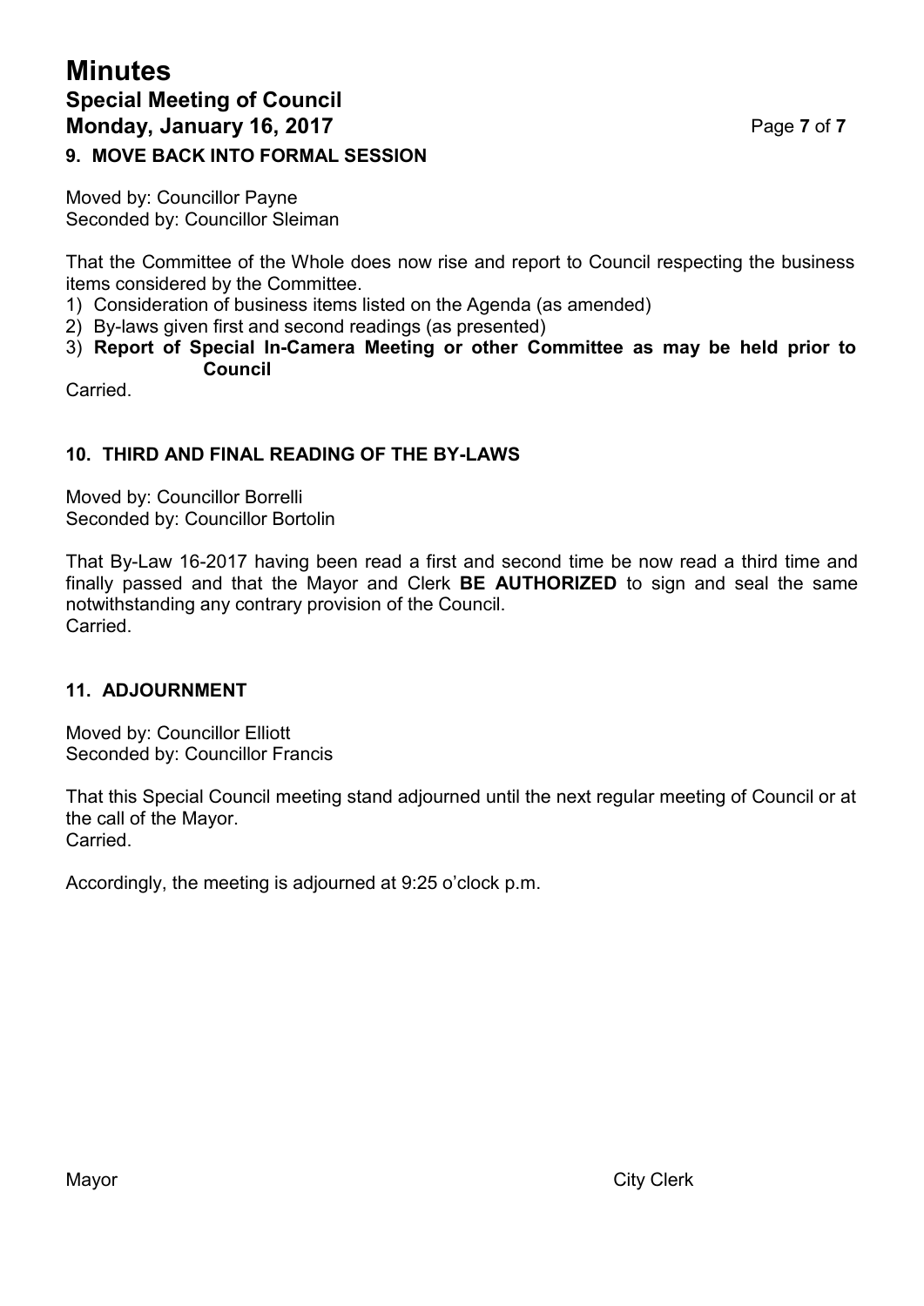### 9. MOVE BACK INTO FORMAL SESSION

Moved by: Councillor Payne
Seconded by: Councillor Sleiman

That the Committee of the Whole does now rise and report to Council respecting the business items considered by the Committee.

1) Consideration of business items listed on the Agenda (as amended)
2) By-laws given first and second readings (as presented)
3) **Report of Special In-Camera Meeting or other Committee as may be held prior to Council**

Carried.

### 10. THIRD AND FINAL READING OF THE BY-LAWS

Moved by: Councillor Borrelli
Seconded by: Councillor Bortolin

That By-Law 16-2017 having been read a first and second time be now read a third time and finally passed and that the Mayor and Clerk **BE AUTHORIZED** to sign and seal the same notwithstanding any contrary provision of the Council.
Carried.

### 11. ADJOURNMENT

Moved by: Councillor Elliott
Seconded by: Councillor Francis

That this Special Council meeting stand adjourned until the next regular meeting of Council or at the call of the Mayor.
Carried.

Accordingly, the meeting is adjourned at 9:25 o'clock p.m.

Mayor

City Clerk